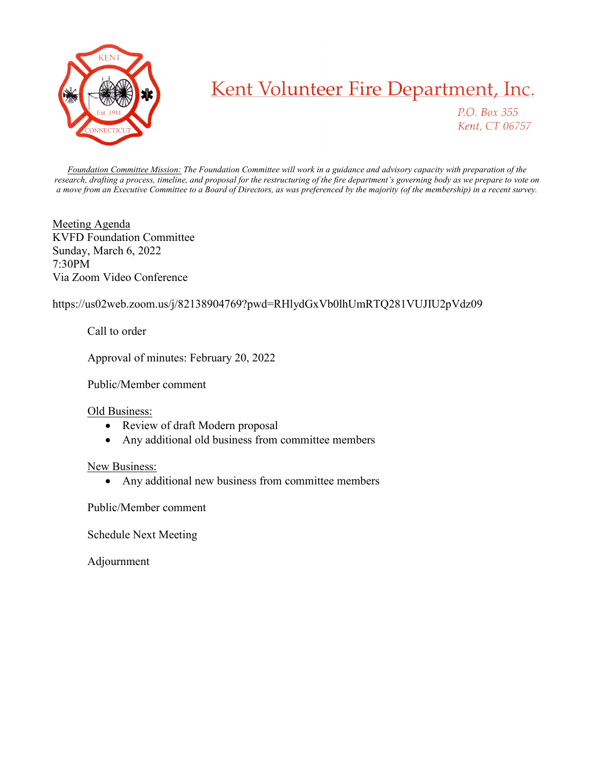# Kent Volunteer Fire Department, Inc.

*P.O. Box 355*
*Kent, CT 06757*

*Foundation Committee Mission: The Foundation Committee will work in a guidance and advisory capacity with preparation of the research, drafting a process, timeline, and proposal for the restructuring of the fire department's governing body as we prepare to vote on a move from an Executive Committee to a Board of Directors, as was preferenced by the majority (of the membership) in a recent survey.*

Meeting Agenda
KVFD Foundation Committee
Sunday, March 6, 2022
7:30PM
Via Zoom Video Conference

https://us02web.zoom.us/j/82138904769?pwd=RHlydGxVb0lhUmRTQ281VUJIU2pVdz09

Call to order

Approval of minutes: February 20, 2022

Public/Member comment

Old Business:

- Review of draft Modern proposal
- Any additional old business from committee members

New Business:

- Any additional new business from committee members

Public/Member comment

Schedule Next Meeting

Adjournment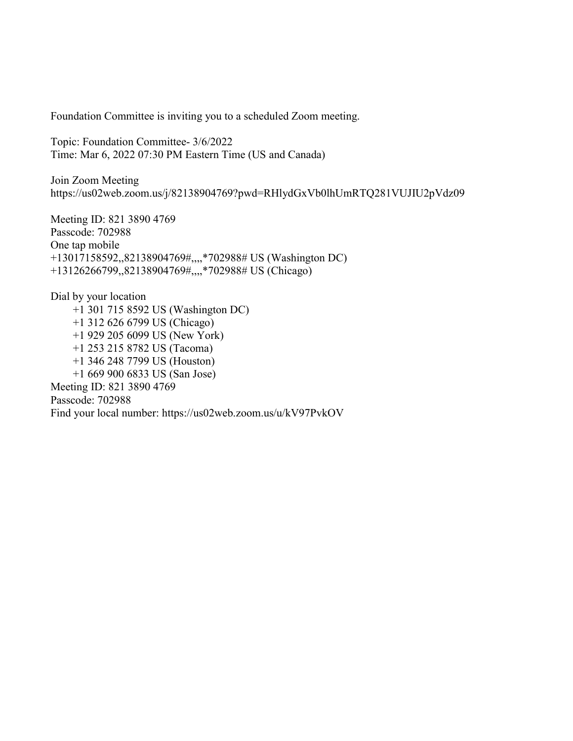Foundation Committee is inviting you to a scheduled Zoom meeting.

Topic: Foundation Committee- 3/6/2022
Time: Mar 6, 2022 07:30 PM Eastern Time (US and Canada)

Join Zoom Meeting
https://us02web.zoom.us/j/82138904769?pwd=RHlydGxVb0lhUmRTQ281VUJIU2pVdz09

Meeting ID: 821 3890 4769
Passcode: 702988
One tap mobile
+13017158592,,82138904769#,,,,*702988# US (Washington DC)
+13126266799,,82138904769#,,,,*702988# US (Chicago)

Dial by your location
+1 301 715 8592 US (Washington DC)
+1 312 626 6799 US (Chicago)
+1 929 205 6099 US (New York)
+1 253 215 8782 US (Tacoma)
+1 346 248 7799 US (Houston)
+1 669 900 6833 US (San Jose)
Meeting ID: 821 3890 4769
Passcode: 702988
Find your local number: https://us02web.zoom.us/u/kV97PvkOV